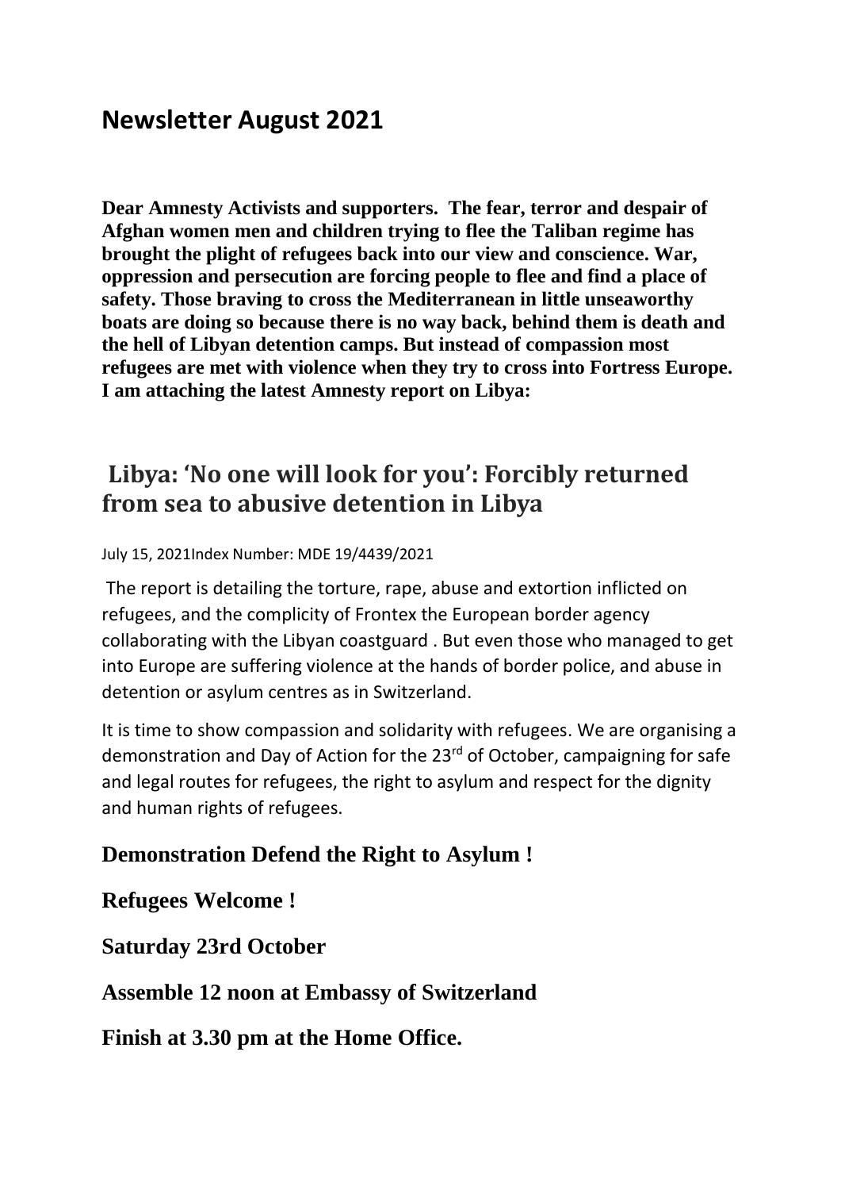# Newsletter August 2021

**Dear Amnesty Activists and supporters. The fear, terror and despair of Afghan women men and children trying to flee the Taliban regime has brought the plight of refugees back into our view and conscience. War, oppression and persecution are forcing people to flee and find a place of safety. Those braving to cross the Mediterranean in little unseaworthy boats are doing so because there is no way back, behind them is death and the hell of Libyan detention camps. But instead of compassion most refugees are met with violence when they try to cross into Fortress Europe. I am attaching the latest Amnesty report on Libya:**

## Libya: 'No one will look for you': Forcibly returned from sea to abusive detention in Libya

July 15, 2021Index Number: MDE 19/4439/2021

The report is detailing the torture, rape, abuse and extortion inflicted on refugees, and the complicity of Frontex the European border agency collaborating with the Libyan coastguard . But even those who managed to get into Europe are suffering violence at the hands of border police, and abuse in detention or asylum centres as in Switzerland.

It is time to show compassion and solidarity with refugees. We are organising a demonstration and Day of Action for the 23rd of October, campaigning for safe and legal routes for refugees, the right to asylum and respect for the dignity and human rights of refugees.

### Demonstration Defend the Right to Asylum !

### Refugees Welcome !

### Saturday 23rd October

### Assemble 12 noon at Embassy of Switzerland

### Finish at 3.30 pm at the Home Office.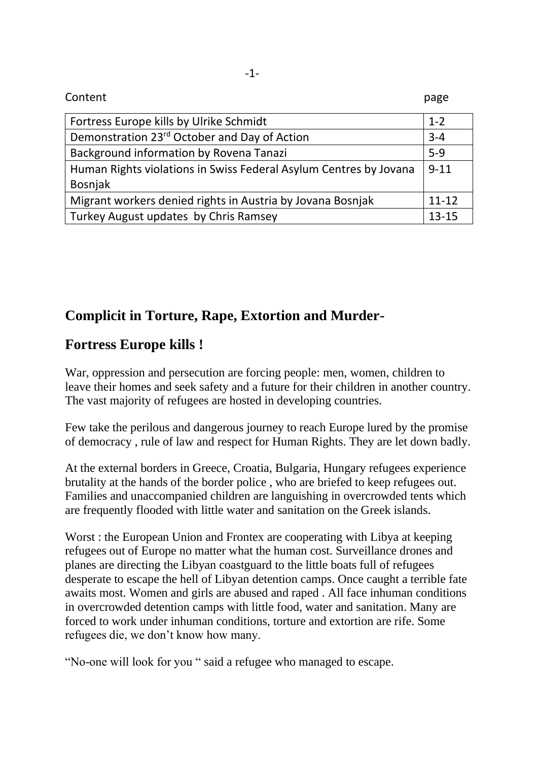Content page

| Content | page |
|---|---|
| Fortress Europe kills by Ulrike Schmidt | 1-2 |
| Demonstration 23rd October and Day of Action | 3-4 |
| Background information by Rovena Tanazi | 5-9 |
| Human Rights violations in Swiss Federal Asylum Centres by Jovana Bosnjak | 9-11 |
| Migrant workers denied rights in Austria by Jovana Bosnjak | 11-12 |
| Turkey August updates by Chris Ramsey | 13-15 |

## Complicit in Torture, Rape, Extortion and Murder-

## Fortress Europe kills !

War, oppression and persecution are forcing people: men, women, children to leave their homes and seek safety and a future for their children in another country. The vast majority of refugees are hosted in developing countries.

Few take the perilous and dangerous journey to reach Europe lured by the promise of democracy , rule of law and respect for Human Rights. They are let down badly.

At the external borders in Greece, Croatia, Bulgaria, Hungary refugees experience brutality at the hands of the border police , who are briefed to keep refugees out. Families and unaccompanied children are languishing in overcrowded tents which are frequently flooded with little water and sanitation on the Greek islands.

Worst : the European Union and Frontex are cooperating with Libya at keeping refugees out of Europe no matter what the human cost. Surveillance drones and planes are directing the Libyan coastguard to the little boats full of refugees desperate to escape the hell of Libyan detention camps. Once caught a terrible fate awaits most. Women and girls are abused and raped . All face inhuman conditions in overcrowded detention camps with little food, water and sanitation. Many are forced to work under inhuman conditions, torture and extortion are rife. Some refugees die, we don't know how many.

"No-one will look for you " said a refugee who managed to escape.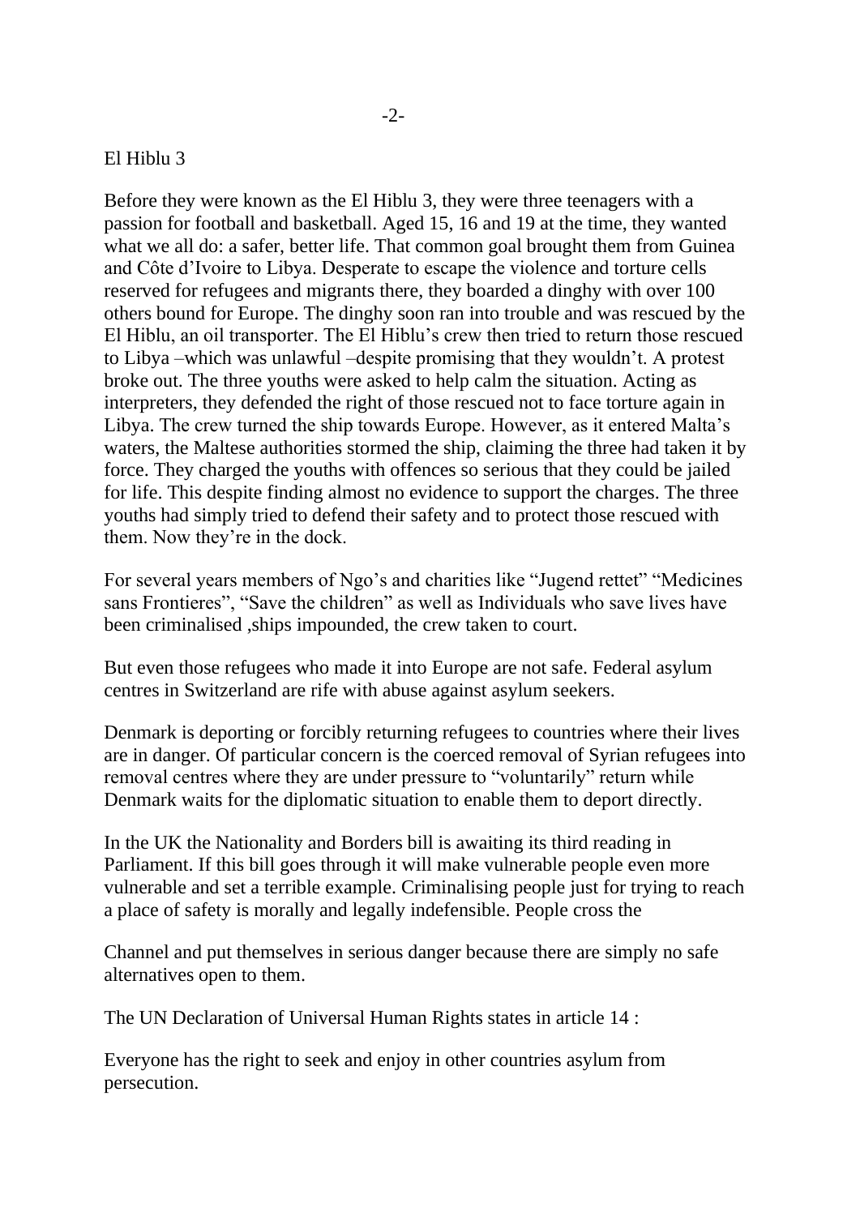El Hiblu 3

Before they were known as the El Hiblu 3, they were three teenagers with a passion for football and basketball. Aged 15, 16 and 19 at the time, they wanted what we all do: a safer, better life. That common goal brought them from Guinea and Côte d'Ivoire to Libya. Desperate to escape the violence and torture cells reserved for refugees and migrants there, they boarded a dinghy with over 100 others bound for Europe. The dinghy soon ran into trouble and was rescued by the El Hiblu, an oil transporter. The El Hiblu's crew then tried to return those rescued to Libya –which was unlawful –despite promising that they wouldn't. A protest broke out. The three youths were asked to help calm the situation. Acting as interpreters, they defended the right of those rescued not to face torture again in Libya. The crew turned the ship towards Europe. However, as it entered Malta's waters, the Maltese authorities stormed the ship, claiming the three had taken it by force. They charged the youths with offences so serious that they could be jailed for life. This despite finding almost no evidence to support the charges. The three youths had simply tried to defend their safety and to protect those rescued with them. Now they're in the dock.

For several years members of Ngo's and charities like "Jugend rettet" "Medicines sans Frontieres", "Save the children" as well as Individuals who save lives have been criminalised ,ships impounded, the crew taken to court.

But even those refugees who made it into Europe are not safe. Federal asylum centres in Switzerland are rife with abuse against asylum seekers.

Denmark is deporting or forcibly returning refugees to countries where their lives are in danger. Of particular concern is the coerced removal of Syrian refugees into removal centres where they are under pressure to "voluntarily" return while Denmark waits for the diplomatic situation to enable them to deport directly.

In the UK the Nationality and Borders bill is awaiting its third reading in Parliament. If this bill goes through it will make vulnerable people even more vulnerable and set a terrible example. Criminalising people just for trying to reach a place of safety is morally and legally indefensible. People cross the Channel and put themselves in serious danger because there are simply no safe alternatives open to them.

The UN Declaration of Universal Human Rights states in article 14 :

Everyone has the right to seek and enjoy in other countries asylum from persecution.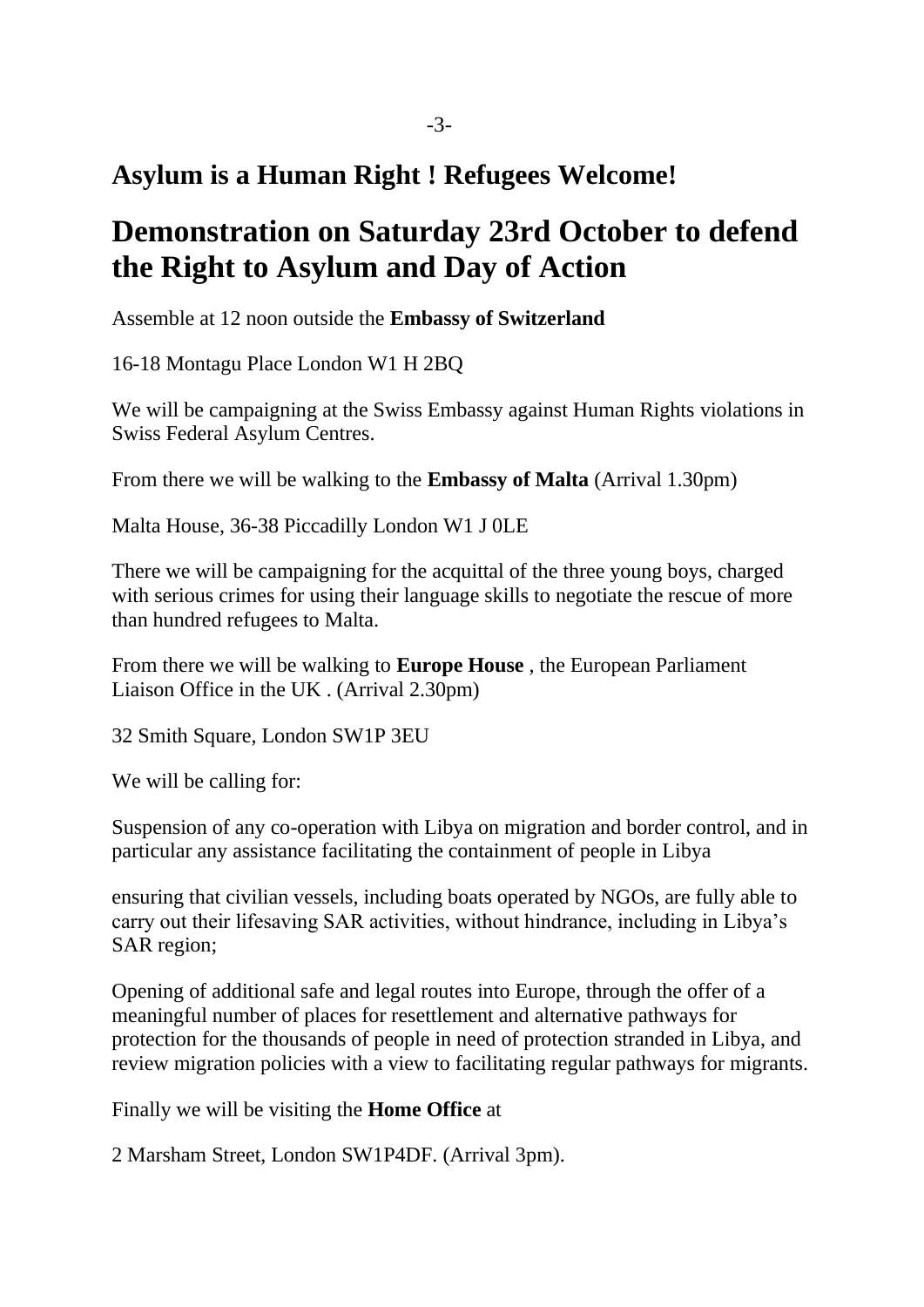## Asylum is a Human Right ! Refugees Welcome!

# Demonstration on Saturday 23rd October to defend the Right to Asylum and Day of Action

Assemble at 12 noon outside the **Embassy of Switzerland**

16-18 Montagu Place London W1 H 2BQ

We will be campaigning at the Swiss Embassy against Human Rights violations in Swiss Federal Asylum Centres.

From there we will be walking to the **Embassy of Malta** (Arrival 1.30pm)

Malta House, 36-38 Piccadilly London W1 J 0LE

There we will be campaigning for the acquittal of the three young boys, charged with serious crimes for using their language skills to negotiate the rescue of more than hundred refugees to Malta.

From there we will be walking to **Europe House** , the European Parliament Liaison Office in the UK . (Arrival 2.30pm)

32 Smith Square, London SW1P 3EU

We will be calling for:

Suspension of any co-operation with Libya on migration and border control, and in particular any assistance facilitating the containment of people in Libya

ensuring that civilian vessels, including boats operated by NGOs, are fully able to carry out their lifesaving SAR activities, without hindrance, including in Libya's SAR region;

Opening of additional safe and legal routes into Europe, through the offer of a meaningful number of places for resettlement and alternative pathways for protection for the thousands of people in need of protection stranded in Libya, and review migration policies with a view to facilitating regular pathways for migrants.

Finally we will be visiting the **Home Office** at

2 Marsham Street, London SW1P4DF. (Arrival 3pm).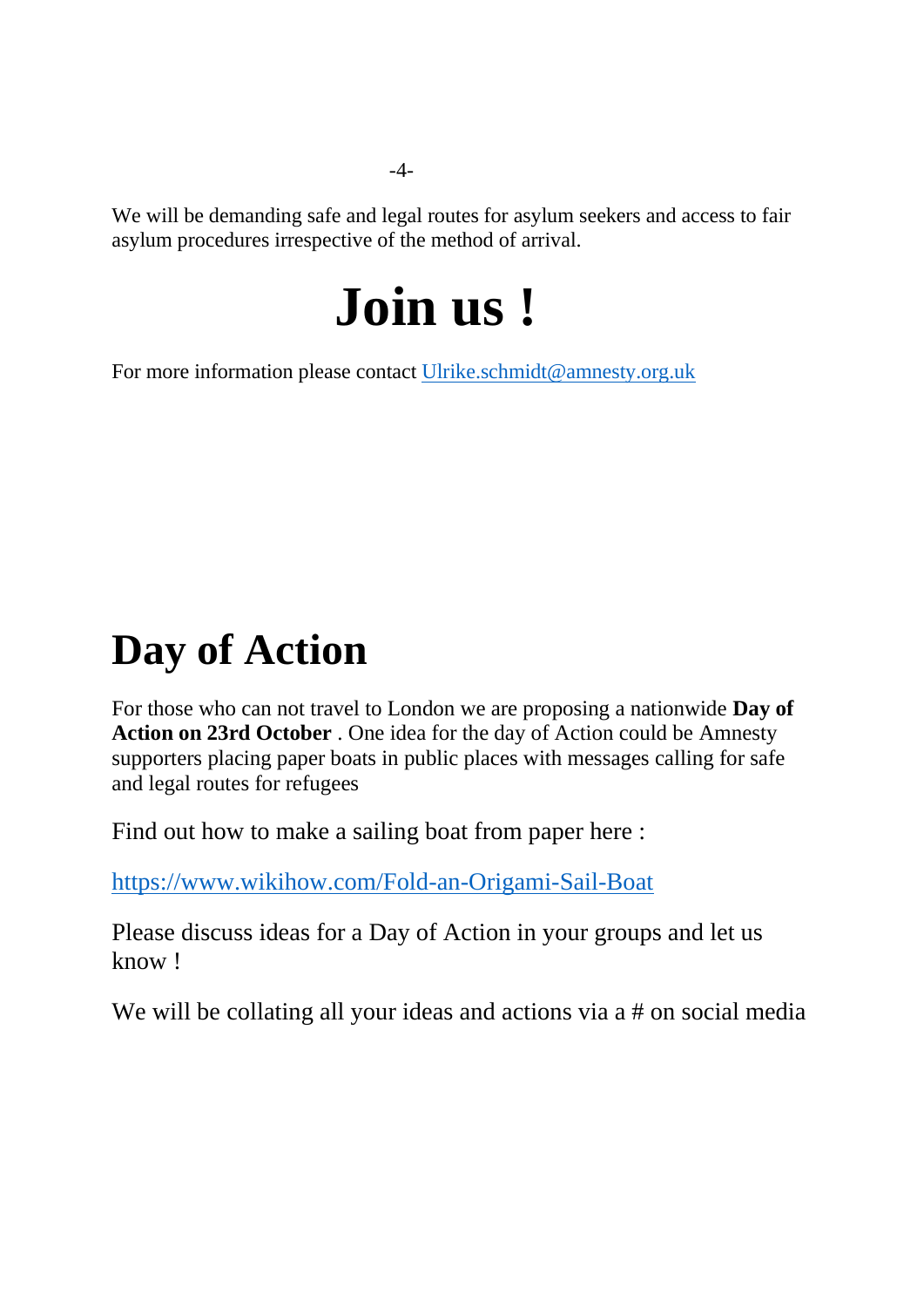We will be demanding safe and legal routes for asylum seekers and access to fair asylum procedures irrespective of the method of arrival.

# Join us !

For more information please contact [Ulrike.schmidt@amnesty.org.uk](mailto:Ulrike.schmidt@amnesty.org.uk)

# Day of Action

For those who can not travel to London we are proposing a nationwide **Day of Action on 23rd October** . One idea for the day of Action could be Amnesty supporters placing paper boats in public places with messages calling for safe and legal routes for refugees

Find out how to make a sailing boat from paper here :

[https://www.wikihow.com/Fold-an-Origami-Sail-Boat](https://www.wikihow.com/Fold-an-Origami-Sail-Boat)

Please discuss ideas for a Day of Action in your groups and let us know !

We will be collating all your ideas and actions via a # on social media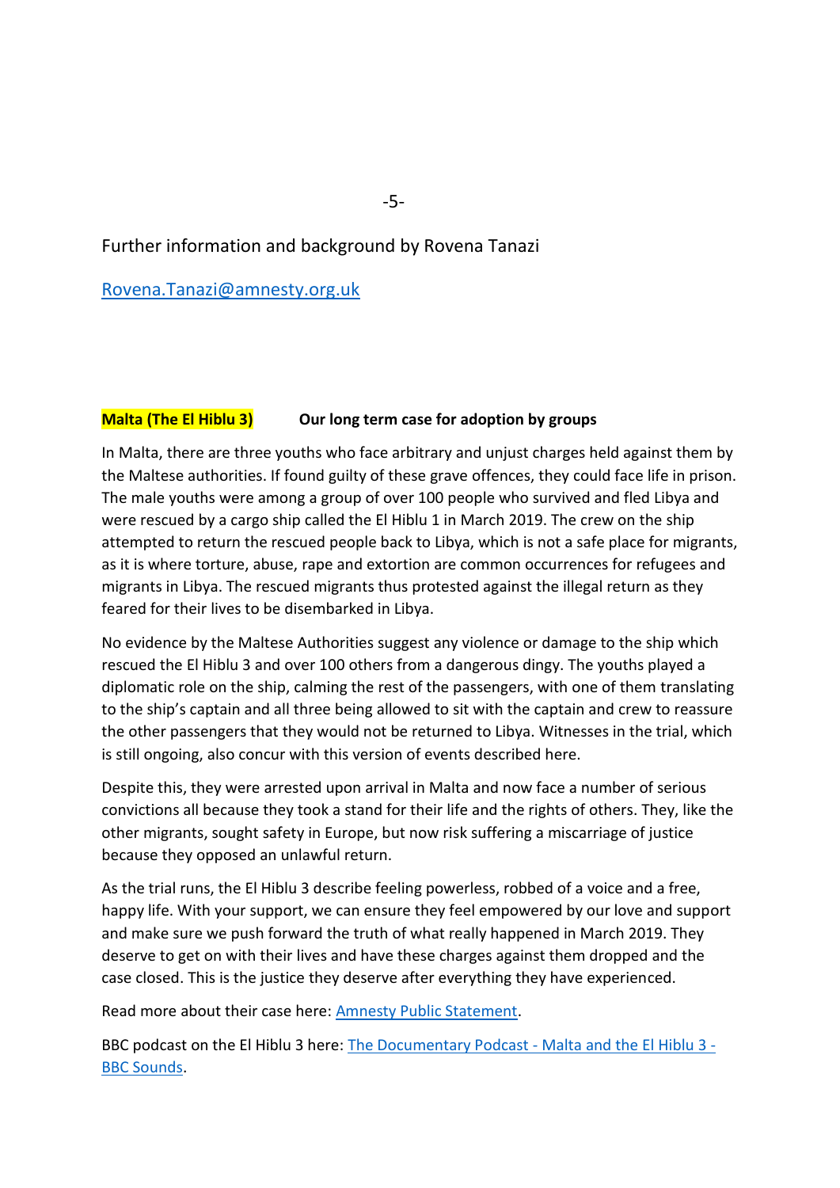Further information and background by Rovena Tanazi

[Rovena.Tanazi@amnesty.org.uk](mailto:Rovena.Tanazi@amnesty.org.uk)

**Malta (The El Hiblu 3)** **Our long term case for adoption by groups**

In Malta, there are three youths who face arbitrary and unjust charges held against them by the Maltese authorities. If found guilty of these grave offences, they could face life in prison. The male youths were among a group of over 100 people who survived and fled Libya and were rescued by a cargo ship called the El Hiblu 1 in March 2019. The crew on the ship attempted to return the rescued people back to Libya, which is not a safe place for migrants, as it is where torture, abuse, rape and extortion are common occurrences for refugees and migrants in Libya. The rescued migrants thus protested against the illegal return as they feared for their lives to be disembarked in Libya.

No evidence by the Maltese Authorities suggest any violence or damage to the ship which rescued the El Hiblu 3 and over 100 others from a dangerous dingy. The youths played a diplomatic role on the ship, calming the rest of the passengers, with one of them translating to the ship's captain and all three being allowed to sit with the captain and crew to reassure the other passengers that they would not be returned to Libya. Witnesses in the trial, which is still ongoing, also concur with this version of events described here.

Despite this, they were arrested upon arrival in Malta and now face a number of serious convictions all because they took a stand for their life and the rights of others. They, like the other migrants, sought safety in Europe, but now risk suffering a miscarriage of justice because they opposed an unlawful return.

As the trial runs, the El Hiblu 3 describe feeling powerless, robbed of a voice and a free, happy life. With your support, we can ensure they feel empowered by our love and support and make sure we push forward the truth of what really happened in March 2019. They deserve to get on with their lives and have these charges against them dropped and the case closed. This is the justice they deserve after everything they have experienced.

Read more about their case here: Amnesty Public Statement.

BBC podcast on the El Hiblu 3 here: The Documentary Podcast - Malta and the El Hiblu 3 - BBC Sounds.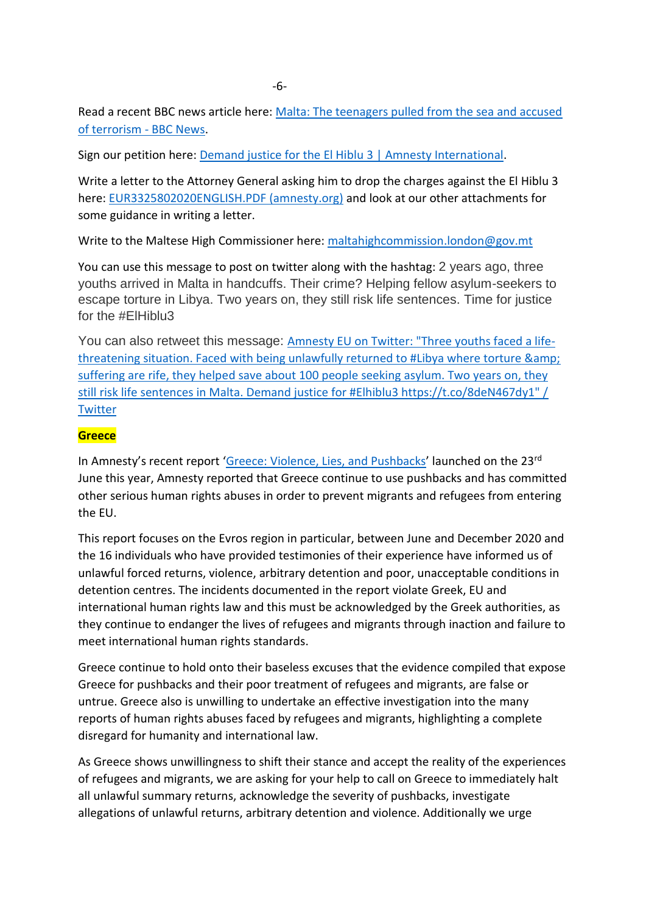Read a recent BBC news article here: [Malta: The teenagers pulled from the sea and accused of terrorism - BBC News](#).

Sign our petition here: [Demand justice for the El Hiblu 3 | Amnesty International](#).

Write a letter to the Attorney General asking him to drop the charges against the El Hiblu 3 here: [EUR3325802020ENGLISH.PDF (amnesty.org)](#) and look at our other attachments for some guidance in writing a letter.

Write to the Maltese High Commissioner here: [maltahighcommission.london@gov.mt](mailto:maltahighcommission.london@gov.mt)

You can use this message to post on twitter along with the hashtag: 2 years ago, three youths arrived in Malta in handcuffs. Their crime? Helping fellow asylum-seekers to escape torture in Libya. Two years on, they still risk life sentences. Time for justice for the #ElHiblu3

You can also retweet this message: [Amnesty EU on Twitter: "Three youths faced a life-threatening situation. Faced with being unlawfully returned to #Libya where torture &amp; suffering are rife, they helped save about 100 people seeking asylum. Two years on, they still risk life sentences in Malta. Demand justice for #Elhiblu3 https://t.co/8deN467dy1" / Twitter](#)

**Greece**

In Amnesty's recent report '[Greece: Violence, Lies, and Pushbacks](#)' launched on the 23rd June this year, Amnesty reported that Greece continue to use pushbacks and has committed other serious human rights abuses in order to prevent migrants and refugees from entering the EU.

This report focuses on the Evros region in particular, between June and December 2020 and the 16 individuals who have provided testimonies of their experience have informed us of unlawful forced returns, violence, arbitrary detention and poor, unacceptable conditions in detention centres. The incidents documented in the report violate Greek, EU and international human rights law and this must be acknowledged by the Greek authorities, as they continue to endanger the lives of refugees and migrants through inaction and failure to meet international human rights standards.

Greece continue to hold onto their baseless excuses that the evidence compiled that expose Greece for pushbacks and their poor treatment of refugees and migrants, are false or untrue. Greece also is unwilling to undertake an effective investigation into the many reports of human rights abuses faced by refugees and migrants, highlighting a complete disregard for humanity and international law.

As Greece shows unwillingness to shift their stance and accept the reality of the experiences of refugees and migrants, we are asking for your help to call on Greece to immediately halt all unlawful summary returns, acknowledge the severity of pushbacks, investigate allegations of unlawful returns, arbitrary detention and violence. Additionally we urge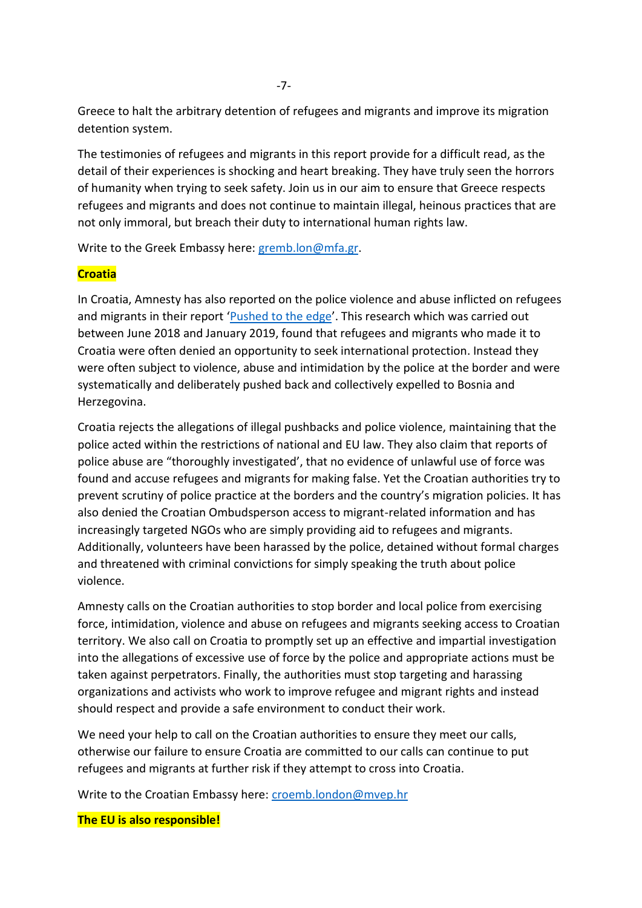Greece to halt the arbitrary detention of refugees and migrants and improve its migration detention system.

The testimonies of refugees and migrants in this report provide for a difficult read, as the detail of their experiences is shocking and heart breaking. They have truly seen the horrors of humanity when trying to seek safety. Join us in our aim to ensure that Greece respects refugees and migrants and does not continue to maintain illegal, heinous practices that are not only immoral, but breach their duty to international human rights law.

Write to the Greek Embassy here: [gremb.lon@mfa.gr](mailto:gremb.lon@mfa.gr).

**Croatia**

In Croatia, Amnesty has also reported on the police violence and abuse inflicted on refugees and migrants in their report '[Pushed to the edge]()'. This research which was carried out between June 2018 and January 2019, found that refugees and migrants who made it to Croatia were often denied an opportunity to seek international protection. Instead they were often subject to violence, abuse and intimidation by the police at the border and were systematically and deliberately pushed back and collectively expelled to Bosnia and Herzegovina.

Croatia rejects the allegations of illegal pushbacks and police violence, maintaining that the police acted within the restrictions of national and EU law. They also claim that reports of police abuse are "thoroughly investigated', that no evidence of unlawful use of force was found and accuse refugees and migrants for making false. Yet the Croatian authorities try to prevent scrutiny of police practice at the borders and the country's migration policies. It has also denied the Croatian Ombudsperson access to migrant-related information and has increasingly targeted NGOs who are simply providing aid to refugees and migrants. Additionally, volunteers have been harassed by the police, detained without formal charges and threatened with criminal convictions for simply speaking the truth about police violence.

Amnesty calls on the Croatian authorities to stop border and local police from exercising force, intimidation, violence and abuse on refugees and migrants seeking access to Croatian territory. We also call on Croatia to promptly set up an effective and impartial investigation into the allegations of excessive use of force by the police and appropriate actions must be taken against perpetrators. Finally, the authorities must stop targeting and harassing organizations and activists who work to improve refugee and migrant rights and instead should respect and provide a safe environment to conduct their work.

We need your help to call on the Croatian authorities to ensure they meet our calls, otherwise our failure to ensure Croatia are committed to our calls can continue to put refugees and migrants at further risk if they attempt to cross into Croatia.

Write to the Croatian Embassy here: [croemb.london@mvep.hr](mailto:croemb.london@mvep.hr)

**The EU is also responsible!**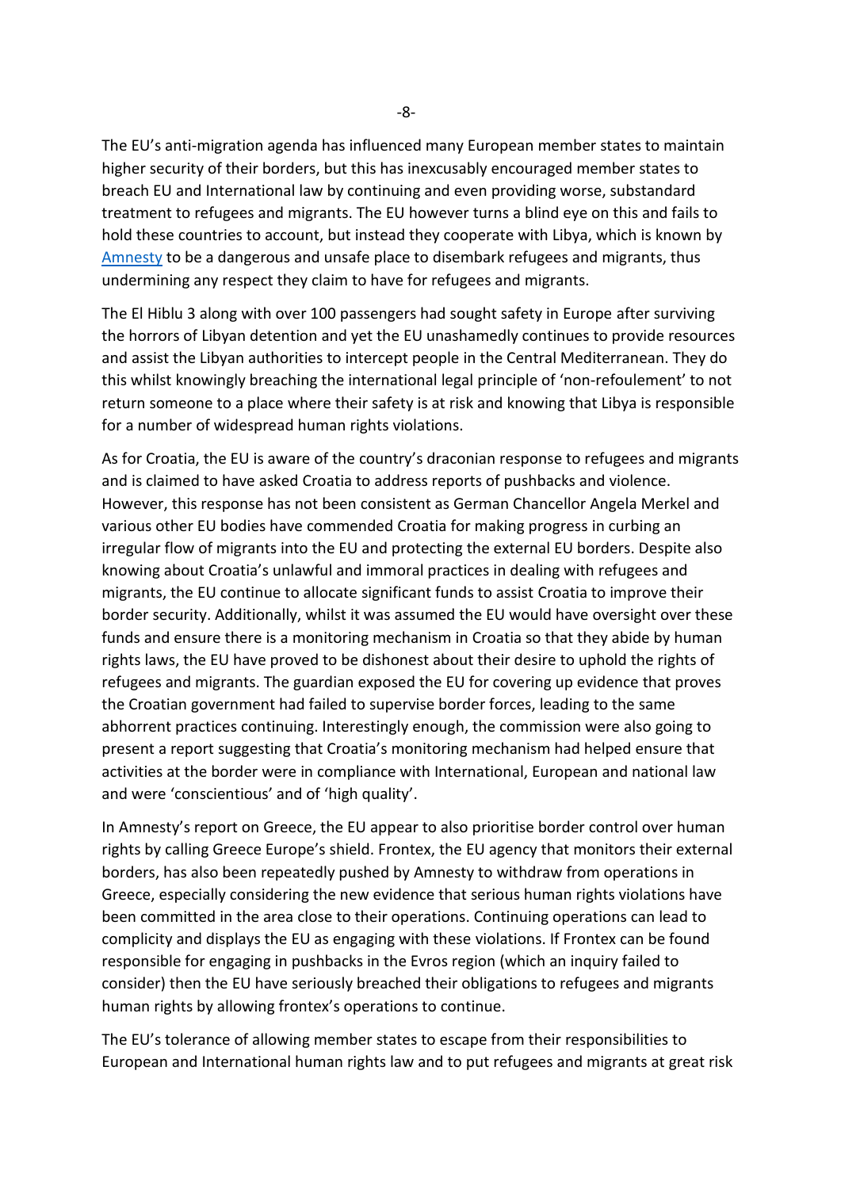The EU's anti-migration agenda has influenced many European member states to maintain higher security of their borders, but this has inexcusably encouraged member states to breach EU and International law by continuing and even providing worse, substandard treatment to refugees and migrants. The EU however turns a blind eye on this and fails to hold these countries to account, but instead they cooperate with Libya, which is known by Amnesty to be a dangerous and unsafe place to disembark refugees and migrants, thus undermining any respect they claim to have for refugees and migrants.

The El Hiblu 3 along with over 100 passengers had sought safety in Europe after surviving the horrors of Libyan detention and yet the EU unashamedly continues to provide resources and assist the Libyan authorities to intercept people in the Central Mediterranean. They do this whilst knowingly breaching the international legal principle of 'non-refoulement' to not return someone to a place where their safety is at risk and knowing that Libya is responsible for a number of widespread human rights violations.

As for Croatia, the EU is aware of the country's draconian response to refugees and migrants and is claimed to have asked Croatia to address reports of pushbacks and violence. However, this response has not been consistent as German Chancellor Angela Merkel and various other EU bodies have commended Croatia for making progress in curbing an irregular flow of migrants into the EU and protecting the external EU borders. Despite also knowing about Croatia's unlawful and immoral practices in dealing with refugees and migrants, the EU continue to allocate significant funds to assist Croatia to improve their border security. Additionally, whilst it was assumed the EU would have oversight over these funds and ensure there is a monitoring mechanism in Croatia so that they abide by human rights laws, the EU have proved to be dishonest about their desire to uphold the rights of refugees and migrants. The guardian exposed the EU for covering up evidence that proves the Croatian government had failed to supervise border forces, leading to the same abhorrent practices continuing. Interestingly enough, the commission were also going to present a report suggesting that Croatia's monitoring mechanism had helped ensure that activities at the border were in compliance with International, European and national law and were 'conscientious' and of 'high quality'.

In Amnesty's report on Greece, the EU appear to also prioritise border control over human rights by calling Greece Europe's shield. Frontex, the EU agency that monitors their external borders, has also been repeatedly pushed by Amnesty to withdraw from operations in Greece, especially considering the new evidence that serious human rights violations have been committed in the area close to their operations. Continuing operations can lead to complicity and displays the EU as engaging with these violations. If Frontex can be found responsible for engaging in pushbacks in the Evros region (which an inquiry failed to consider) then the EU have seriously breached their obligations to refugees and migrants human rights by allowing frontex's operations to continue.

The EU's tolerance of allowing member states to escape from their responsibilities to European and International human rights law and to put refugees and migrants at great risk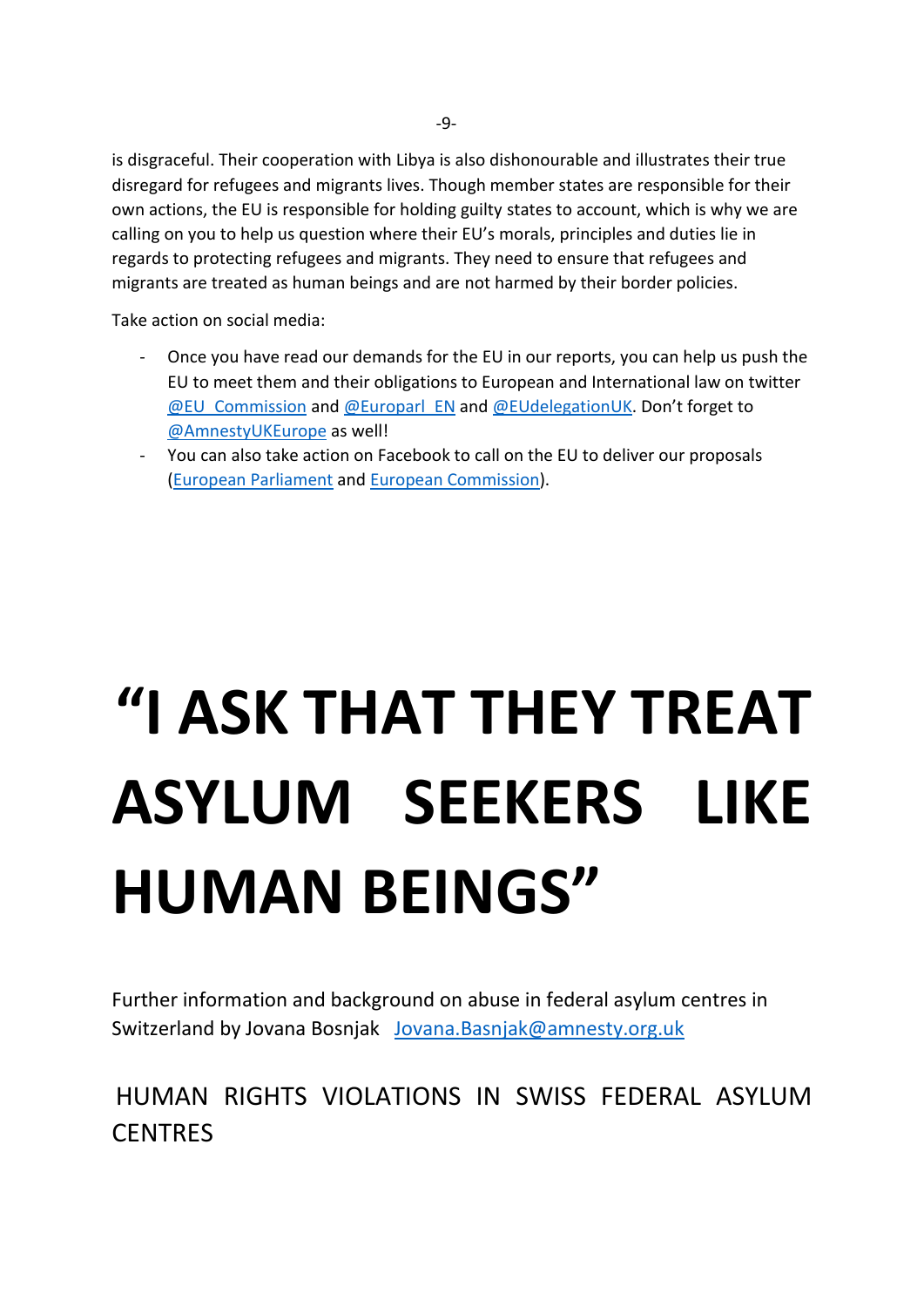is disgraceful. Their cooperation with Libya is also dishonourable and illustrates their true disregard for refugees and migrants lives. Though member states are responsible for their own actions, the EU is responsible for holding guilty states to account, which is why we are calling on you to help us question where their EU's morals, principles and duties lie in regards to protecting refugees and migrants. They need to ensure that refugees and migrants are treated as human beings and are not harmed by their border policies.

Take action on social media:

- Once you have read our demands for the EU in our reports, you can help us push the EU to meet them and their obligations to European and International law on twitter @EU_Commission and @Europarl_EN and @EUdelegationUK. Don't forget to @AmnestyUKEurope as well!
- You can also take action on Facebook to call on the EU to deliver our proposals (European Parliament and European Commission).

# "I ASK THAT THEY TREAT ASYLUM SEEKERS LIKE HUMAN BEINGS"

Further information and background on abuse in federal asylum centres in Switzerland by Jovana Bosnjak Jovana.Basnjak@amnesty.org.uk

## HUMAN RIGHTS VIOLATIONS IN SWISS FEDERAL ASYLUM CENTRES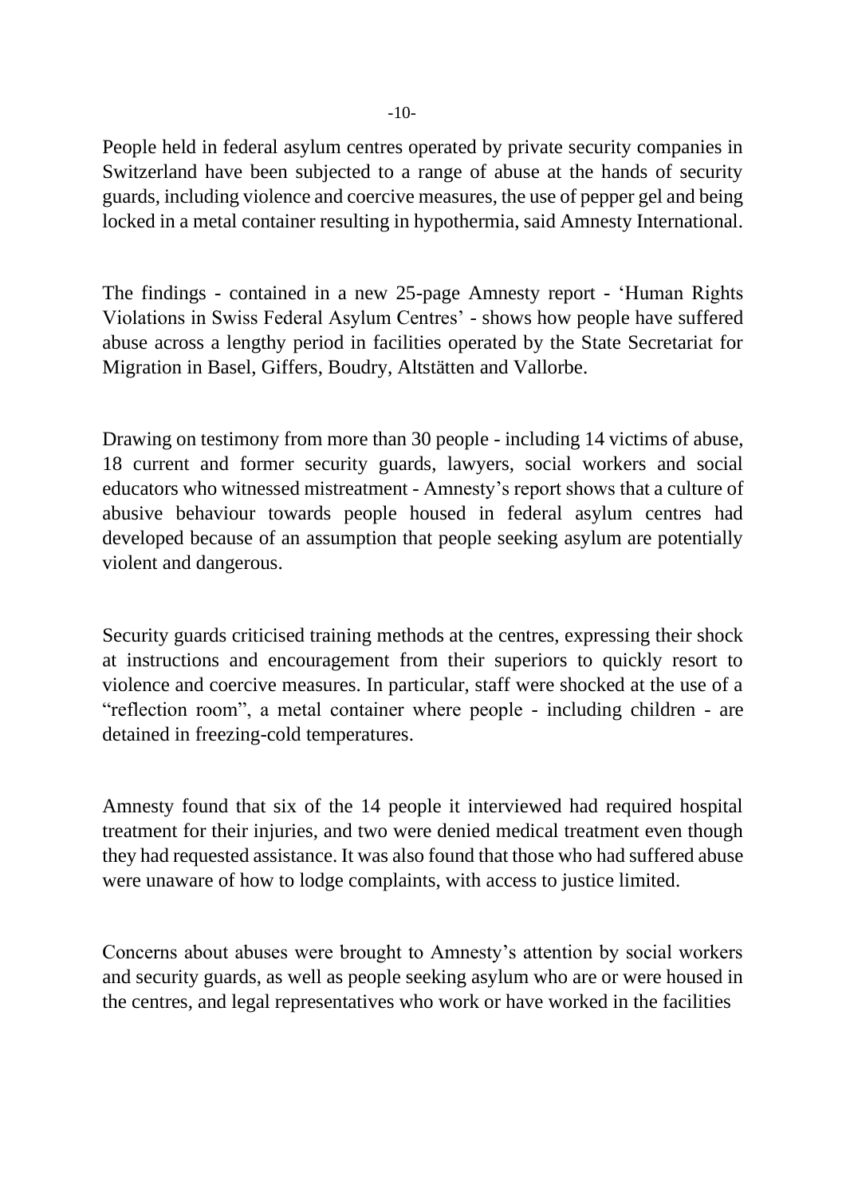People held in federal asylum centres operated by private security companies in Switzerland have been subjected to a range of abuse at the hands of security guards, including violence and coercive measures, the use of pepper gel and being locked in a metal container resulting in hypothermia, said Amnesty International.

The findings - contained in a new 25-page Amnesty report - 'Human Rights Violations in Swiss Federal Asylum Centres' - shows how people have suffered abuse across a lengthy period in facilities operated by the State Secretariat for Migration in Basel, Giffers, Boudry, Altstätten and Vallorbe.

Drawing on testimony from more than 30 people - including 14 victims of abuse, 18 current and former security guards, lawyers, social workers and social educators who witnessed mistreatment - Amnesty's report shows that a culture of abusive behaviour towards people housed in federal asylum centres had developed because of an assumption that people seeking asylum are potentially violent and dangerous.

Security guards criticised training methods at the centres, expressing their shock at instructions and encouragement from their superiors to quickly resort to violence and coercive measures. In particular, staff were shocked at the use of a "reflection room", a metal container where people - including children - are detained in freezing-cold temperatures.

Amnesty found that six of the 14 people it interviewed had required hospital treatment for their injuries, and two were denied medical treatment even though they had requested assistance. It was also found that those who had suffered abuse were unaware of how to lodge complaints, with access to justice limited.

Concerns about abuses were brought to Amnesty's attention by social workers and security guards, as well as people seeking asylum who are or were housed in the centres, and legal representatives who work or have worked in the facilities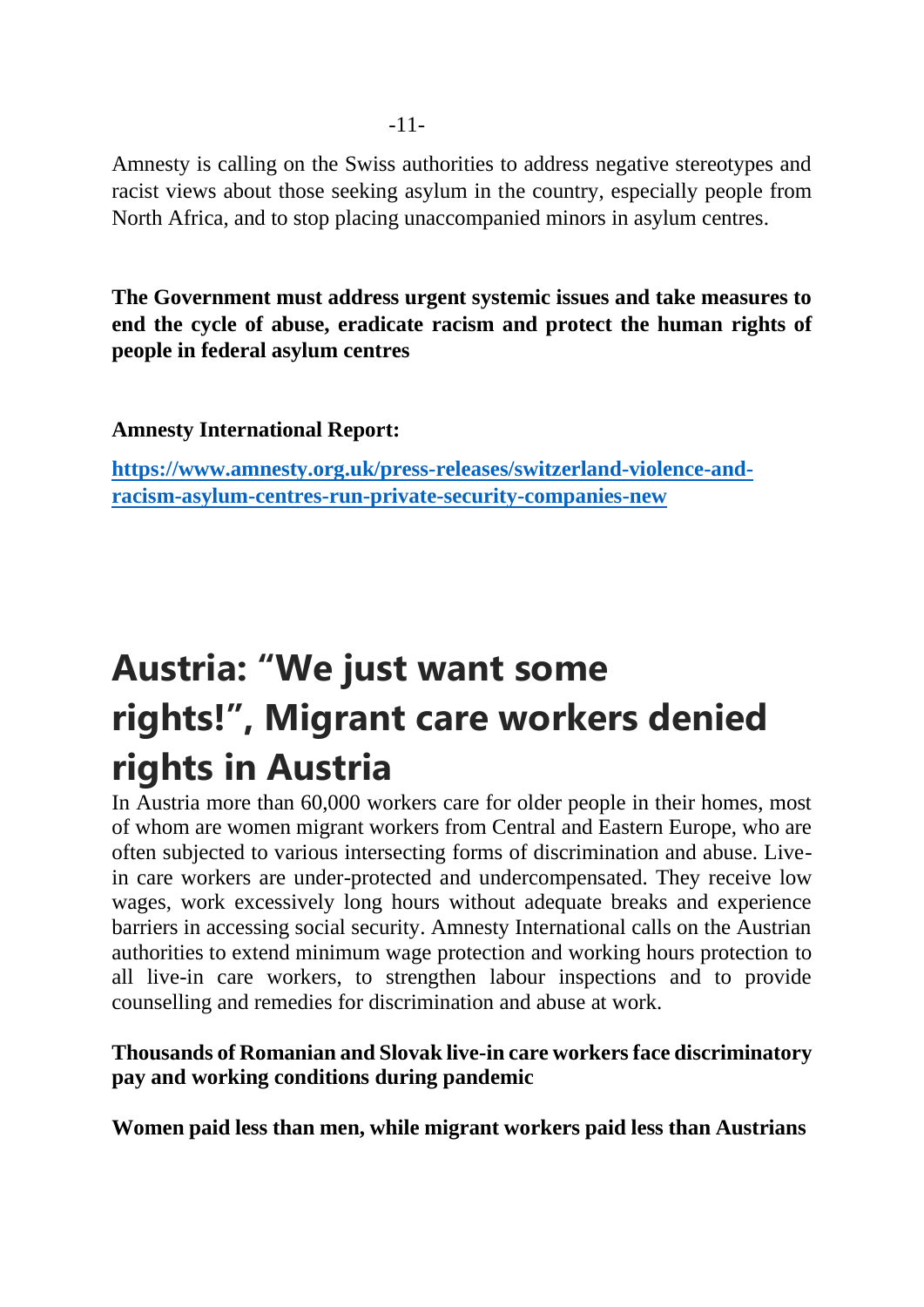Amnesty is calling on the Swiss authorities to address negative stereotypes and racist views about those seeking asylum in the country, especially people from North Africa, and to stop placing unaccompanied minors in asylum centres.

**The Government must address urgent systemic issues and take measures to end the cycle of abuse, eradicate racism and protect the human rights of people in federal asylum centres**

**Amnesty International Report:**

**[https://www.amnesty.org.uk/press-releases/switzerland-violence-and-racism-asylum-centres-run-private-security-companies-new](https://www.amnesty.org.uk/press-releases/switzerland-violence-and-racism-asylum-centres-run-private-security-companies-new)**

# Austria: "We just want some rights!", Migrant care workers denied rights in Austria

In Austria more than 60,000 workers care for older people in their homes, most of whom are women migrant workers from Central and Eastern Europe, who are often subjected to various intersecting forms of discrimination and abuse. Live-in care workers are under-protected and undercompensated. They receive low wages, work excessively long hours without adequate breaks and experience barriers in accessing social security. Amnesty International calls on the Austrian authorities to extend minimum wage protection and working hours protection to all live-in care workers, to strengthen labour inspections and to provide counselling and remedies for discrimination and abuse at work.

**Thousands of Romanian and Slovak live-in care workers face discriminatory pay and working conditions during pandemic**

**Women paid less than men, while migrant workers paid less than Austrians**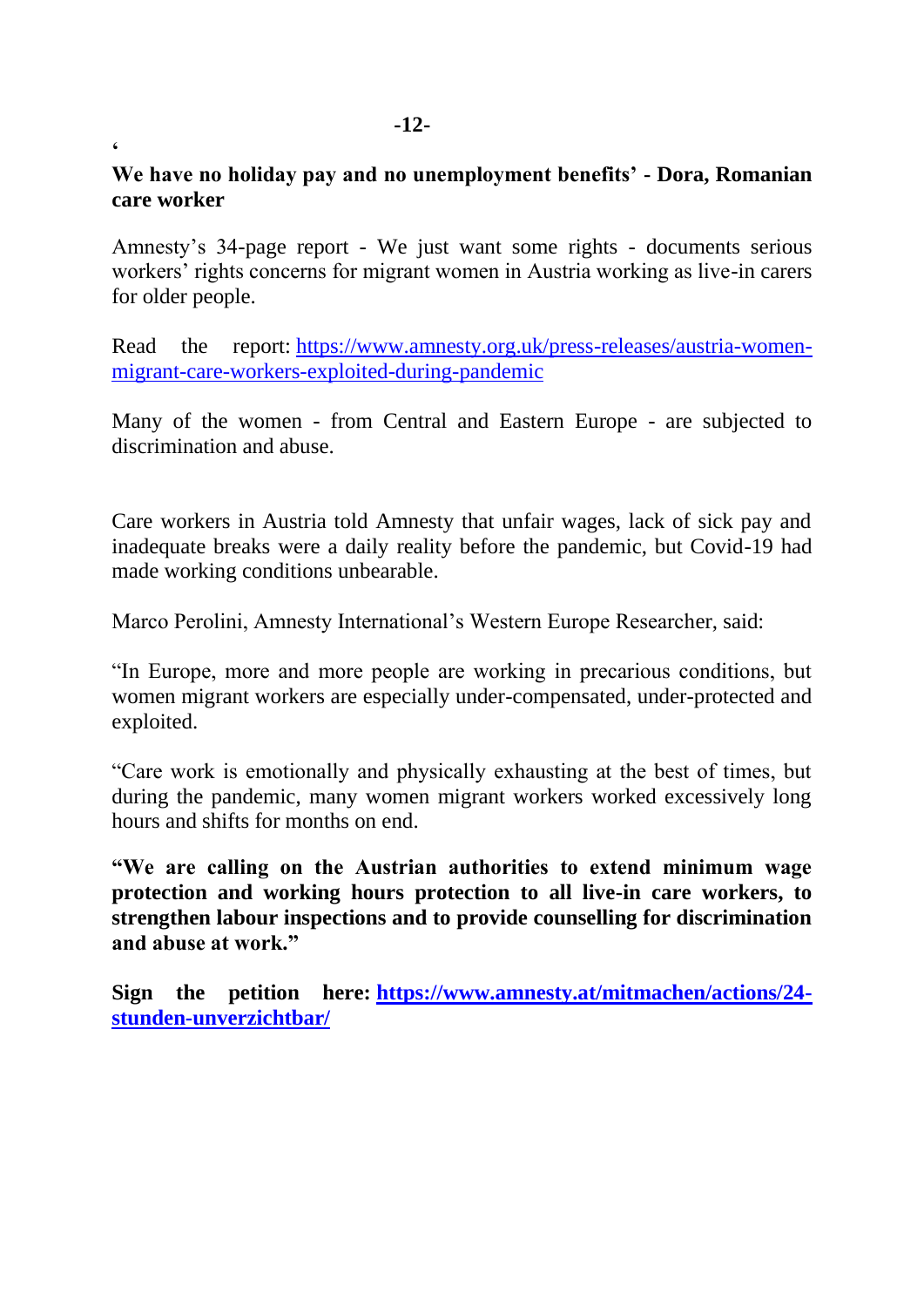**‘We have no holiday pay and no unemployment benefits’ - Dora, Romanian care worker**

Amnesty’s 34-page report - We just want some rights - documents serious workers’ rights concerns for migrant women in Austria working as live-in carers for older people.

Read the report: https://www.amnesty.org.uk/press-releases/austria-women-migrant-care-workers-exploited-during-pandemic

Many of the women - from Central and Eastern Europe - are subjected to discrimination and abuse.

Care workers in Austria told Amnesty that unfair wages, lack of sick pay and inadequate breaks were a daily reality before the pandemic, but Covid-19 had made working conditions unbearable.

Marco Perolini, Amnesty International’s Western Europe Researcher, said:

“In Europe, more and more people are working in precarious conditions, but women migrant workers are especially under-compensated, under-protected and exploited.

“Care work is emotionally and physically exhausting at the best of times, but during the pandemic, many women migrant workers worked excessively long hours and shifts for months on end.

**“We are calling on the Austrian authorities to extend minimum wage protection and working hours protection to all live-in care workers, to strengthen labour inspections and to provide counselling for discrimination and abuse at work.”**

**Sign the petition here: https://www.amnesty.at/mitmachen/actions/24-stunden-unverzichtbar/**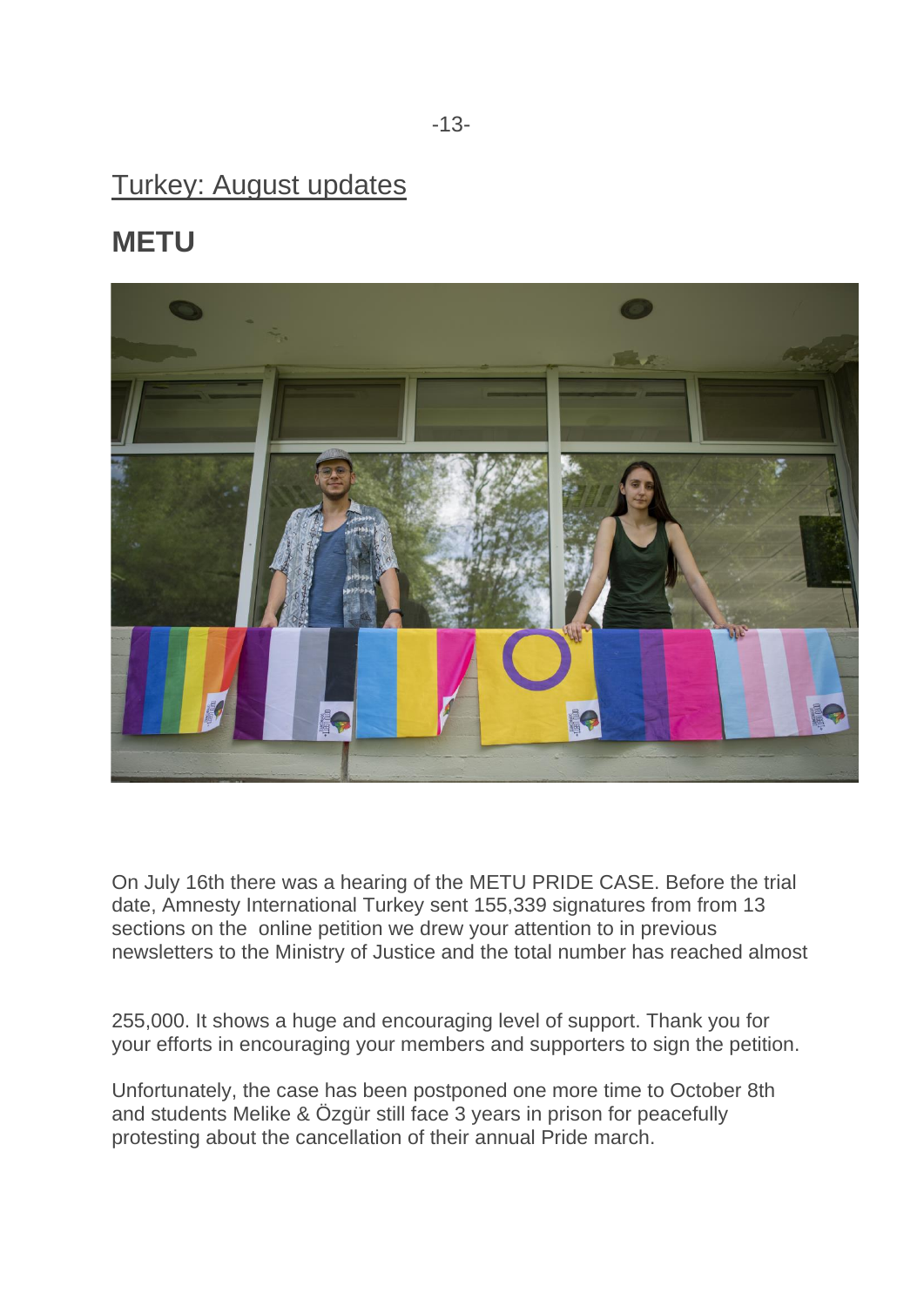## Turkey: August updates

# METU

On July 16th there was a hearing of the METU PRIDE CASE. Before the trial date, Amnesty International Turkey sent 155,339 signatures from from 13 sections on the online petition we drew your attention to in previous newsletters to the Ministry of Justice and the total number has reached almost

255,000. It shows a huge and encouraging level of support. Thank you for your efforts in encouraging your members and supporters to sign the petition.

Unfortunately, the case has been postponed one more time to October 8th and students Melike & Özgür still face 3 years in prison for peacefully protesting about the cancellation of their annual Pride march.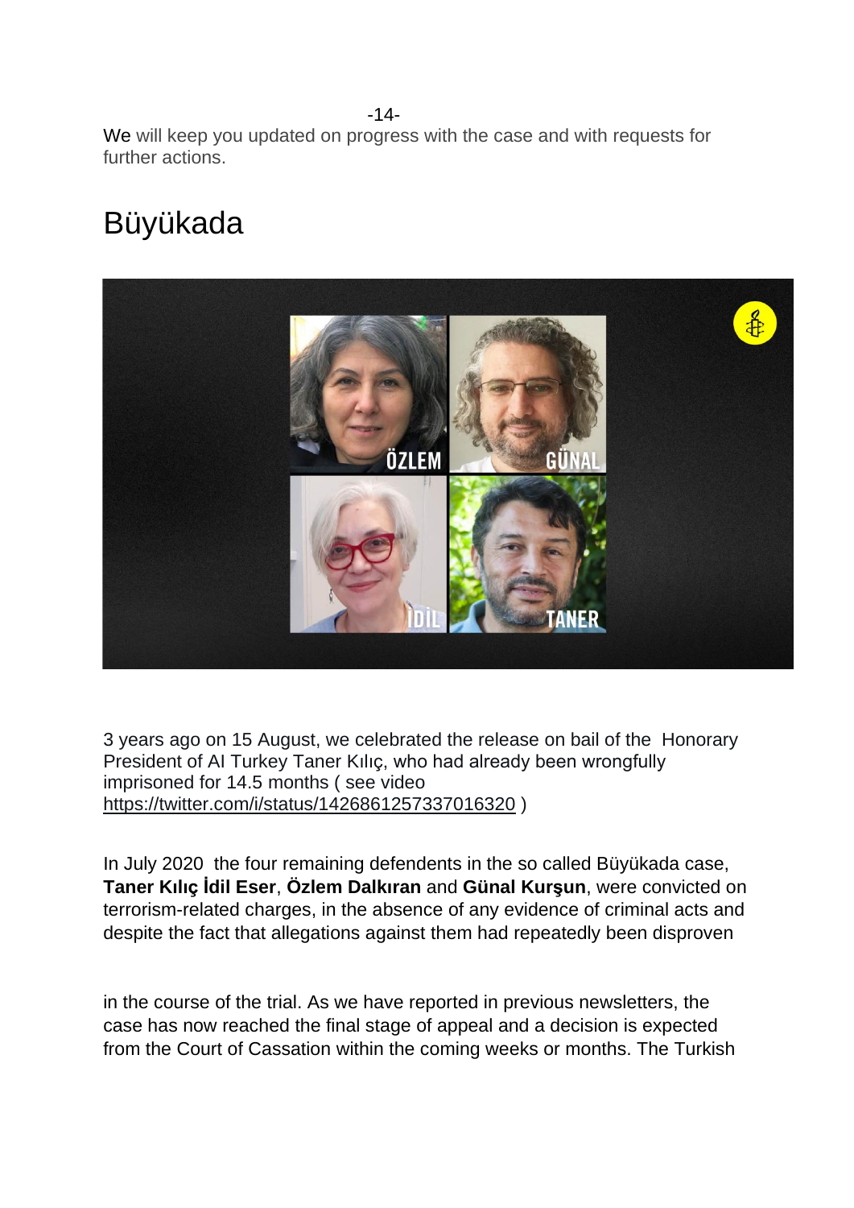We will keep you updated on progress with the case and with requests for further actions.

# Büyükada

3 years ago on 15 August, we celebrated the release on bail of the Honorary President of AI Turkey Taner Kılıç, who had already been wrongfully imprisoned for 14.5 months ( see video https://twitter.com/i/status/1426861257337016320 )

In July 2020 the four remaining defendents in the so called Büyükada case, **Taner Kılıç İdil Eser**, **Özlem Dalkıran** and **Günal Kurşun**, were convicted on terrorism-related charges, in the absence of any evidence of criminal acts and despite the fact that allegations against them had repeatedly been disproven

in the course of the trial. As we have reported in previous newsletters, the case has now reached the final stage of appeal and a decision is expected from the Court of Cassation within the coming weeks or months. The Turkish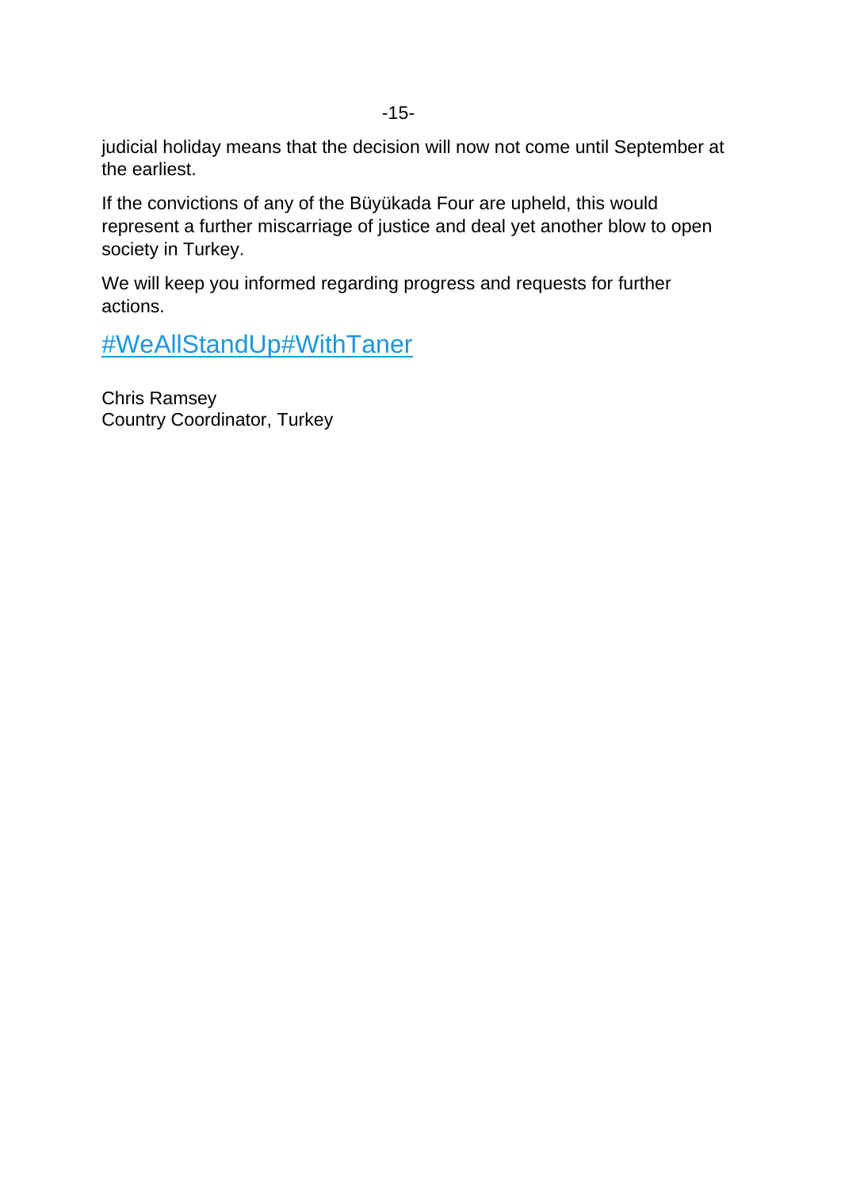judicial holiday means that the decision will now not come until September at the earliest.

If the convictions of any of the Büyükada Four are upheld, this would represent a further miscarriage of justice and deal yet another blow to open society in Turkey.

We will keep you informed regarding progress and requests for further actions.

#WeAllStandUp#WithTaner

Chris Ramsey
Country Coordinator, Turkey